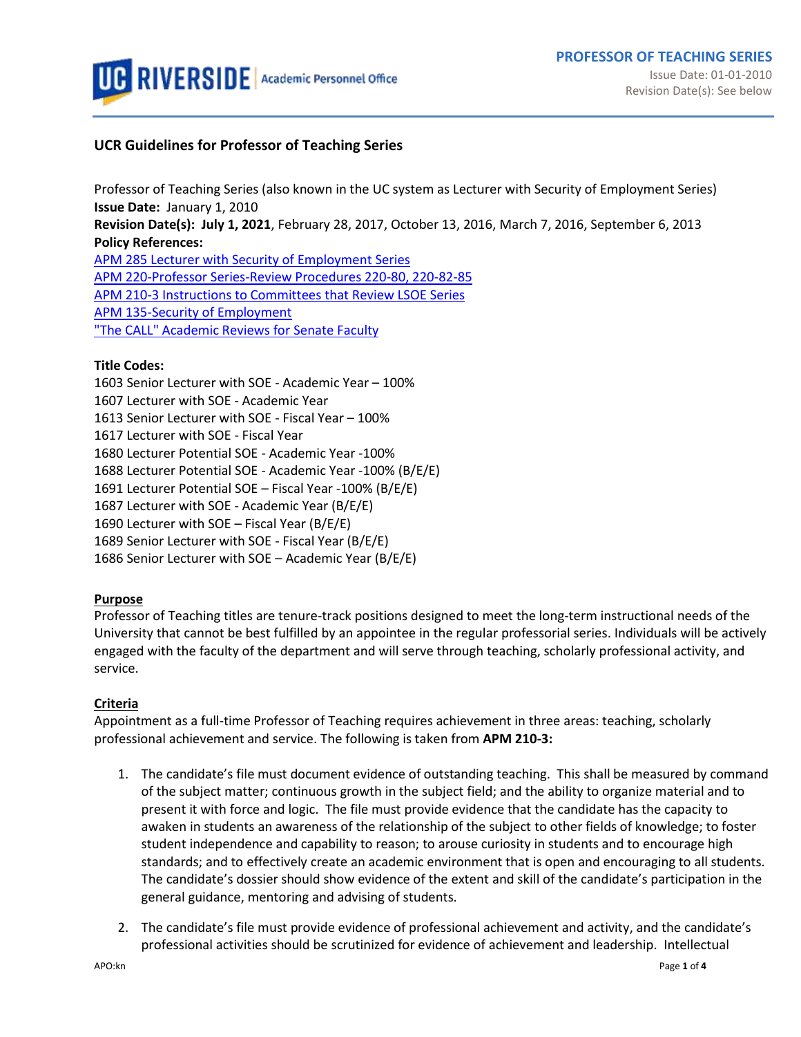# UCR Guidelines for Professor of Teaching Series

Professor of Teaching Series (also known in the UC system as Lecturer with Security of Employment Series)
**Issue Date:** January 1, 2010
**Revision Date(s): July 1, 2021**, February 28, 2017, October 13, 2016, March 7, 2016, September 6, 2013
**Policy References:**
[APM 285 Lecturer with Security of Employment Series]
[APM 220-Professor Series-Review Procedures 220-80, 220-82-85]
[APM 210-3 Instructions to Committees that Review LSOE Series]
[APM 135-Security of Employment]
["The CALL" Academic Reviews for Senate Faculty]

**Title Codes:**
1603 Senior Lecturer with SOE - Academic Year – 100%
1607 Lecturer with SOE - Academic Year
1613 Senior Lecturer with SOE - Fiscal Year – 100%
1617 Lecturer with SOE - Fiscal Year
1680 Lecturer Potential SOE - Academic Year -100%
1688 Lecturer Potential SOE - Academic Year -100% (B/E/E)
1691 Lecturer Potential SOE – Fiscal Year -100% (B/E/E)
1687 Lecturer with SOE - Academic Year (B/E/E)
1690 Lecturer with SOE – Fiscal Year (B/E/E)
1689 Senior Lecturer with SOE - Fiscal Year (B/E/E)
1686 Senior Lecturer with SOE – Academic Year (B/E/E)

## Purpose

Professor of Teaching titles are tenure-track positions designed to meet the long-term instructional needs of the University that cannot be best fulfilled by an appointee in the regular professorial series. Individuals will be actively engaged with the faculty of the department and will serve through teaching, scholarly professional activity, and service.

## Criteria

Appointment as a full-time Professor of Teaching requires achievement in three areas: teaching, scholarly professional achievement and service. The following is taken from **APM 210-3:**

1. The candidate's file must document evidence of outstanding teaching. This shall be measured by command of the subject matter; continuous growth in the subject field; and the ability to organize material and to present it with force and logic. The file must provide evidence that the candidate has the capacity to awaken in students an awareness of the relationship of the subject to other fields of knowledge; to foster student independence and capability to reason; to arouse curiosity in students and to encourage high standards; and to effectively create an academic environment that is open and encouraging to all students. The candidate's dossier should show evidence of the extent and skill of the candidate's participation in the general guidance, mentoring and advising of students.

2. The candidate's file must provide evidence of professional achievement and activity, and the candidate's professional activities should be scrutinized for evidence of achievement and leadership. Intellectual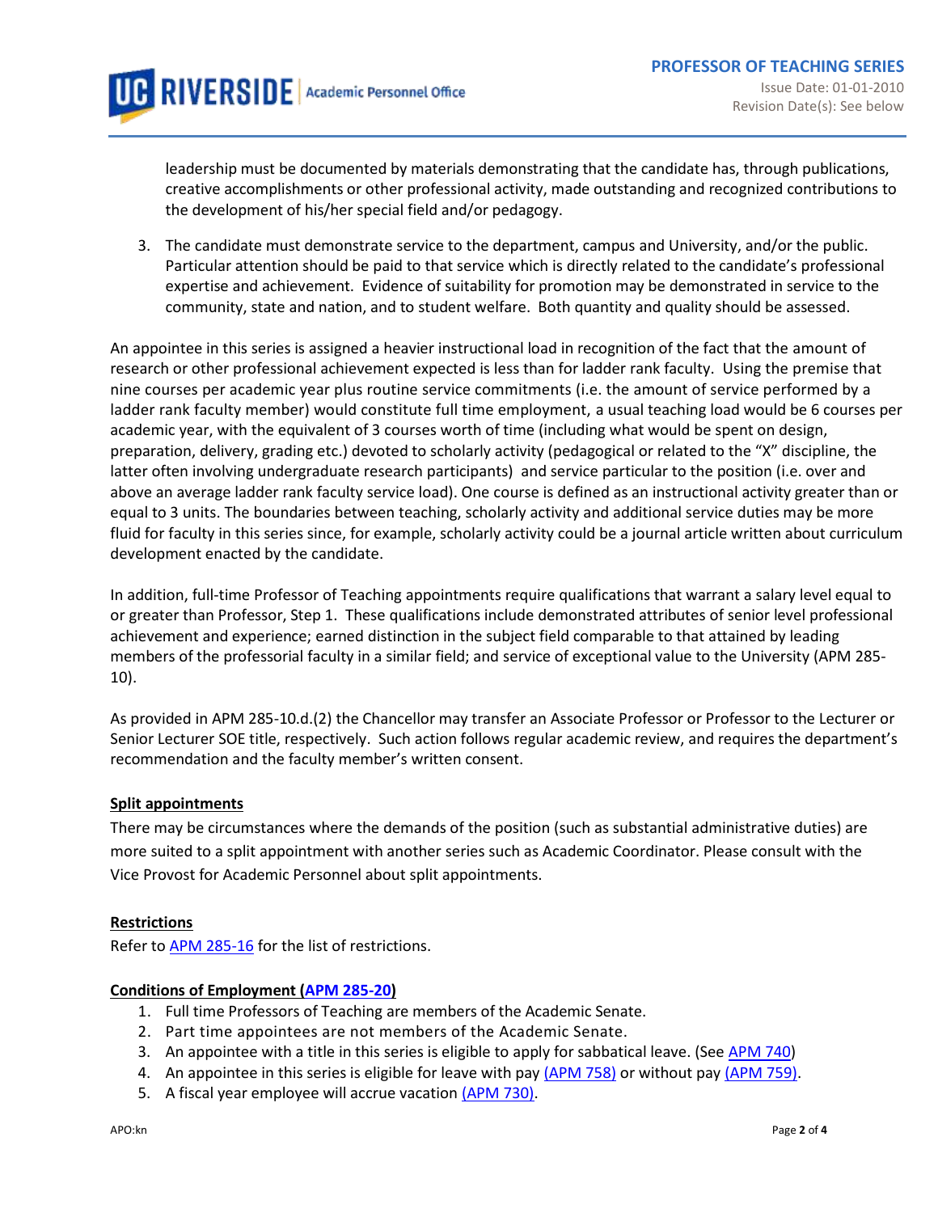leadership must be documented by materials demonstrating that the candidate has, through publications, creative accomplishments or other professional activity, made outstanding and recognized contributions to the development of his/her special field and/or pedagogy.

3. The candidate must demonstrate service to the department, campus and University, and/or the public. Particular attention should be paid to that service which is directly related to the candidate's professional expertise and achievement. Evidence of suitability for promotion may be demonstrated in service to the community, state and nation, and to student welfare. Both quantity and quality should be assessed.

An appointee in this series is assigned a heavier instructional load in recognition of the fact that the amount of research or other professional achievement expected is less than for ladder rank faculty. Using the premise that nine courses per academic year plus routine service commitments (i.e. the amount of service performed by a ladder rank faculty member) would constitute full time employment, a usual teaching load would be 6 courses per academic year, with the equivalent of 3 courses worth of time (including what would be spent on design, preparation, delivery, grading etc.) devoted to scholarly activity (pedagogical or related to the "X" discipline, the latter often involving undergraduate research participants) and service particular to the position (i.e. over and above an average ladder rank faculty service load). One course is defined as an instructional activity greater than or equal to 3 units. The boundaries between teaching, scholarly activity and additional service duties may be more fluid for faculty in this series since, for example, scholarly activity could be a journal article written about curriculum development enacted by the candidate.

In addition, full-time Professor of Teaching appointments require qualifications that warrant a salary level equal to or greater than Professor, Step 1. These qualifications include demonstrated attributes of senior level professional achievement and experience; earned distinction in the subject field comparable to that attained by leading members of the professorial faculty in a similar field; and service of exceptional value to the University (APM 285-10).

As provided in APM 285-10.d.(2) the Chancellor may transfer an Associate Professor or Professor to the Lecturer or Senior Lecturer SOE title, respectively. Such action follows regular academic review, and requires the department's recommendation and the faculty member's written consent.

**Split appointments**

There may be circumstances where the demands of the position (such as substantial administrative duties) are more suited to a split appointment with another series such as Academic Coordinator. Please consult with the Vice Provost for Academic Personnel about split appointments.

**Restrictions**

Refer to APM 285-16 for the list of restrictions.

**Conditions of Employment (APM 285-20)**

1. Full time Professors of Teaching are members of the Academic Senate.
2. Part time appointees are not members of the Academic Senate.
3. An appointee with a title in this series is eligible to apply for sabbatical leave. (See APM 740)
4. An appointee in this series is eligible for leave with pay (APM 758) or without pay (APM 759).
5. A fiscal year employee will accrue vacation (APM 730).

APO:kn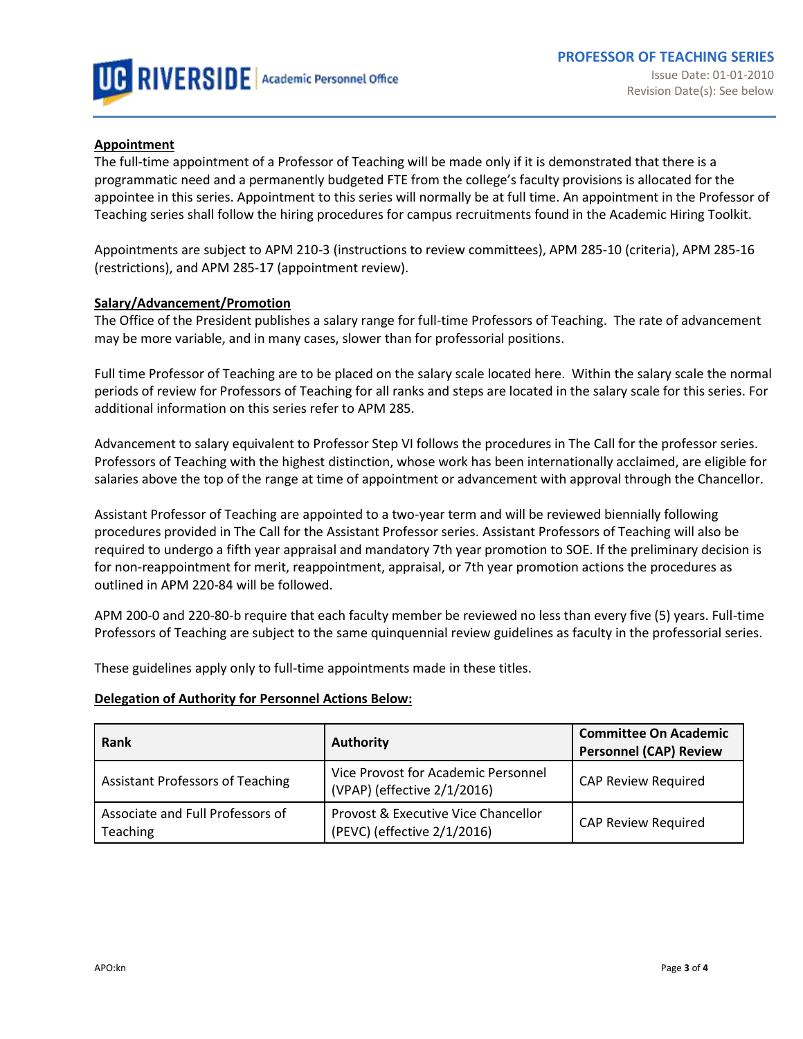**Appointment**

The full-time appointment of a Professor of Teaching will be made only if it is demonstrated that there is a programmatic need and a permanently budgeted FTE from the college's faculty provisions is allocated for the appointee in this series. Appointment to this series will normally be at full time. An appointment in the Professor of Teaching series shall follow the hiring procedures for campus recruitments found in the Academic Hiring Toolkit.

Appointments are subject to APM 210-3 (instructions to review committees), APM 285-10 (criteria), APM 285-16 (restrictions), and APM 285-17 (appointment review).

**Salary/Advancement/Promotion**

The Office of the President publishes a salary range for full-time Professors of Teaching. The rate of advancement may be more variable, and in many cases, slower than for professorial positions.

Full time Professor of Teaching are to be placed on the salary scale located here. Within the salary scale the normal periods of review for Professors of Teaching for all ranks and steps are located in the salary scale for this series. For additional information on this series refer to APM 285.

Advancement to salary equivalent to Professor Step VI follows the procedures in The Call for the professor series. Professors of Teaching with the highest distinction, whose work has been internationally acclaimed, are eligible for salaries above the top of the range at time of appointment or advancement with approval through the Chancellor.

Assistant Professor of Teaching are appointed to a two-year term and will be reviewed biennially following procedures provided in The Call for the Assistant Professor series. Assistant Professors of Teaching will also be required to undergo a fifth year appraisal and mandatory 7th year promotion to SOE. If the preliminary decision is for non-reappointment for merit, reappointment, appraisal, or 7th year promotion actions the procedures as outlined in APM 220-84 will be followed.

APM 200-0 and 220-80-b require that each faculty member be reviewed no less than every five (5) years. Full-time Professors of Teaching are subject to the same quinquennial review guidelines as faculty in the professorial series.

These guidelines apply only to full-time appointments made in these titles.

**Delegation of Authority for Personnel Actions Below:**

| Rank | Authority | Committee On Academic Personnel (CAP) Review |
|---|---|---|
| Assistant Professors of Teaching | Vice Provost for Academic Personnel (VPAP) (effective 2/1/2016) | CAP Review Required |
| Associate and Full Professors of Teaching | Provost & Executive Vice Chancellor (PEVC) (effective 2/1/2016) | CAP Review Required |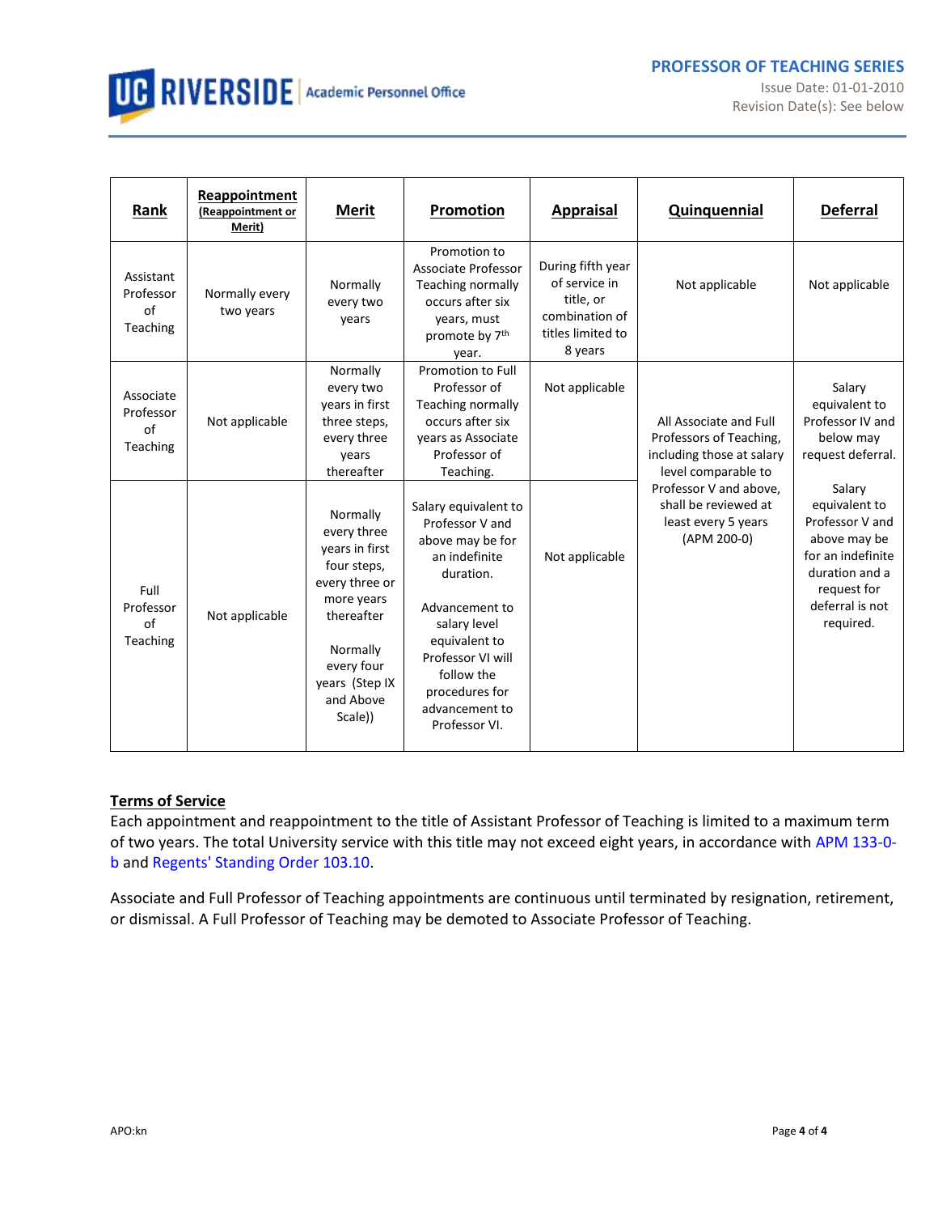| Rank | Reappointment (Reappointment or Merit) | Merit | Promotion | Appraisal | Quinquennial | Deferral |
|---|---|---|---|---|---|---|
| Assistant Professor of Teaching | Normally every two years | Normally every two years | Promotion to Associate Professor Teaching normally occurs after six years, must promote by 7th year. | During fifth year of service in title, or combination of titles limited to 8 years | Not applicable | Not applicable |
| Associate Professor of Teaching | Not applicable | Normally every two years in first three steps, every three years thereafter | Promotion to Full Professor of Teaching normally occurs after six years as Associate Professor of Teaching. | Not applicable | All Associate and Full Professors of Teaching, including those at salary level comparable to Professor V and above, shall be reviewed at least every 5 years (APM 200-0) | Salary equivalent to Professor IV and below may request deferral. |
| Full Professor of Teaching | Not applicable | Normally every three years in first four steps, every three or more years thereafter<br><br>Normally every four years (Step IX and Above Scale)) | Salary equivalent to Professor V and above may be for an indefinite duration.<br><br>Advancement to salary level equivalent to Professor VI will follow the procedures for advancement to Professor VI. | Not applicable | | Salary equivalent to Professor V and above may be for an indefinite duration and a request for deferral is not required. |

**Terms of Service**

Each appointment and reappointment to the title of Assistant Professor of Teaching is limited to a maximum term of two years. The total University service with this title may not exceed eight years, in accordance with APM 133-0-b and Regents' Standing Order 103.10.

Associate and Full Professor of Teaching appointments are continuous until terminated by resignation, retirement, or dismissal. A Full Professor of Teaching may be demoted to Associate Professor of Teaching.

APO:kn